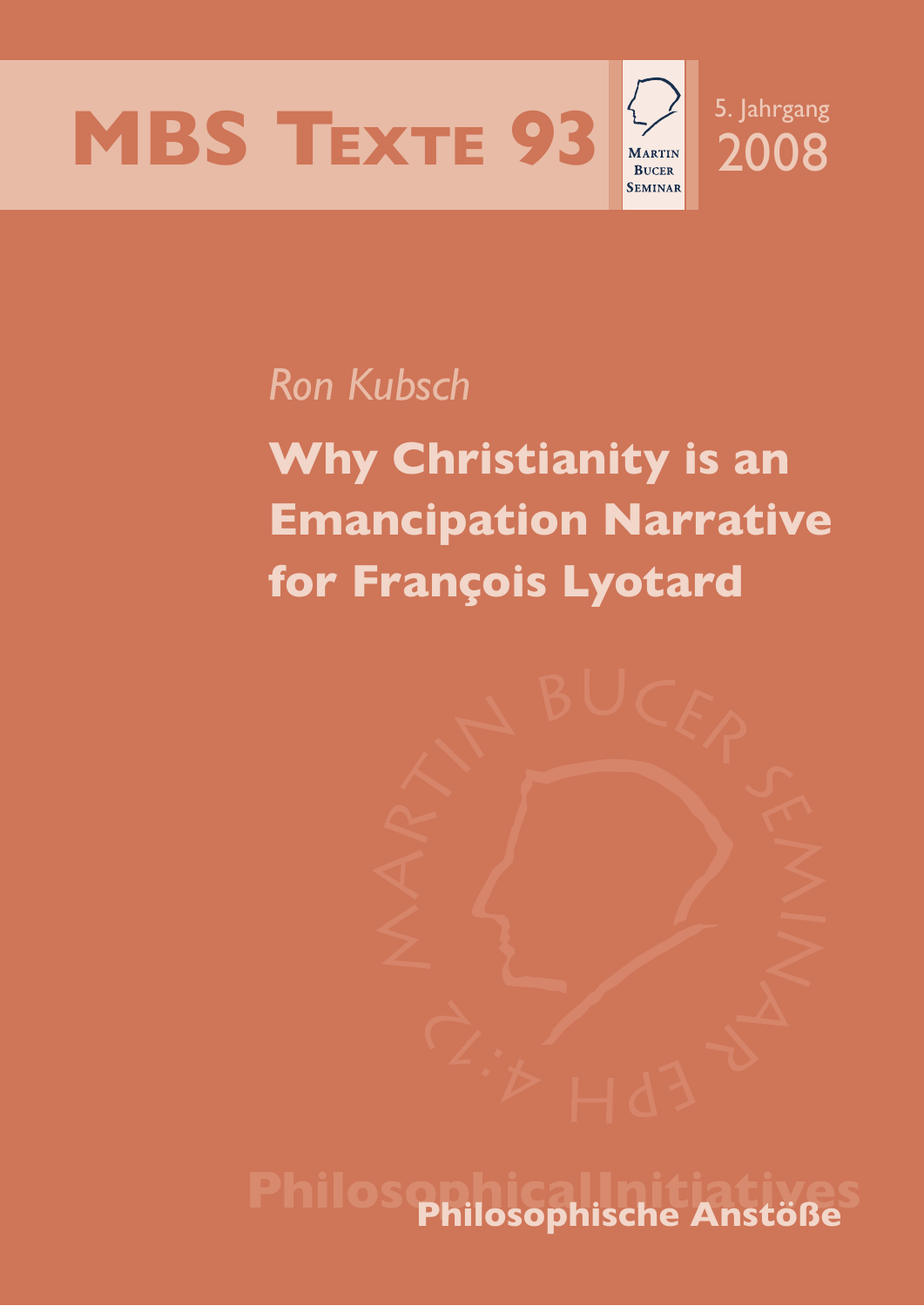# MBS Texte 93

Martin Bucer Seminar

5. Jahrgang 2008

*Ron Kubsch*

## Why Christianity is an Emancipation Narrative for François Lyotard

Philosophical Initiatives

Philosophische Anstöße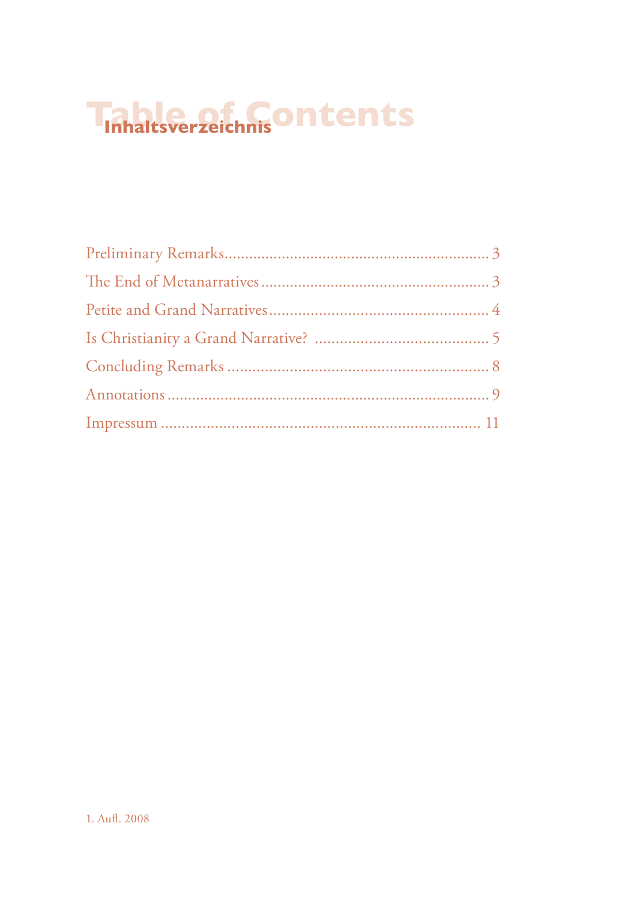# Table of Contents

## Inhaltsverzeichnis

Preliminary Remarks ........ 3
The End of Metanarratives ........ 3
Petite and Grand Narratives ........ 4
Is Christianity a Grand Narrative? ........ 5
Concluding Remarks ........ 8
Annotations ........ 9
Impressum ........ 11

1. Aufl. 2008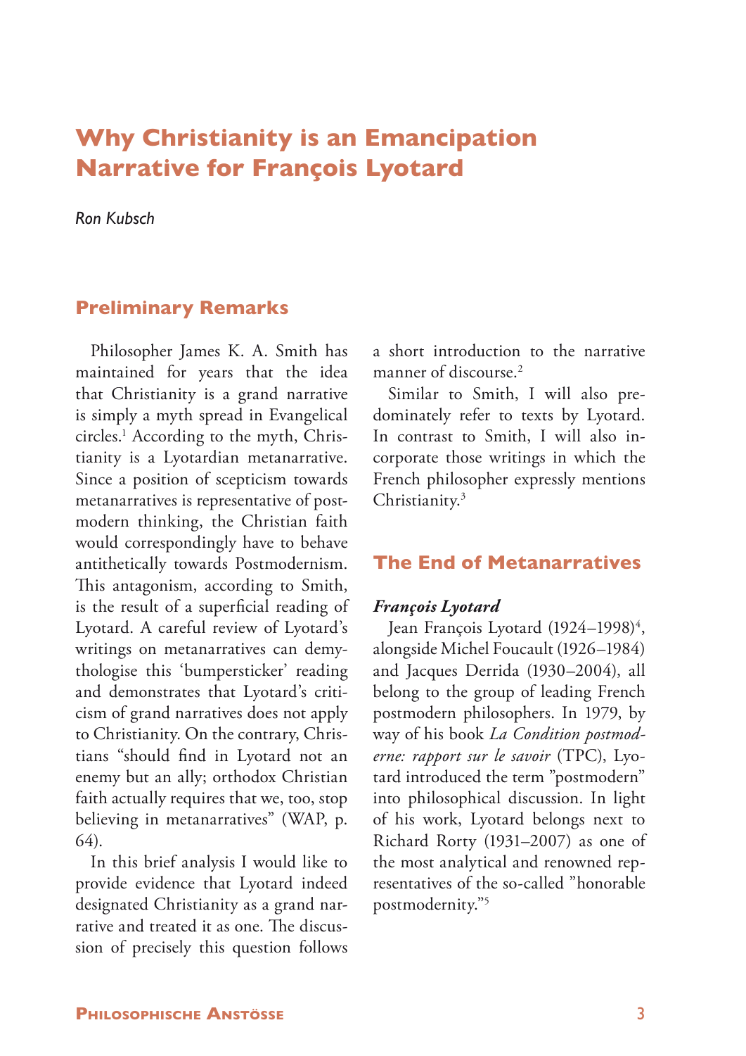# Why Christianity is an Emancipation Narrative for François Lyotard

*Ron Kubsch*

## Preliminary Remarks

Philosopher James K. A. Smith has maintained for years that the idea that Christianity is a grand narrative is simply a myth spread in Evangelical circles.[1] According to the myth, Christianity is a Lyotardian metanarrative. Since a position of scepticism towards metanarratives is representative of postmodern thinking, the Christian faith would correspondingly have to behave antithetically towards Postmodernism. This antagonism, according to Smith, is the result of a superficial reading of Lyotard. A careful review of Lyotard's writings on metanarratives can demythologise this 'bumpersticker' reading and demonstrates that Lyotard's criticism of grand narratives does not apply to Christianity. On the contrary, Christians "should find in Lyotard not an enemy but an ally; orthodox Christian faith actually requires that we, too, stop believing in metanarratives" (WAP, p. 64).

In this brief analysis I would like to provide evidence that Lyotard indeed designated Christianity as a grand narrative and treated it as one. The discussion of precisely this question follows a short introduction to the narrative manner of discourse.[2]

Similar to Smith, I will also predominately refer to texts by Lyotard. In contrast to Smith, I will also incorporate those writings in which the French philosopher expressly mentions Christianity.[3]

## The End of Metanarratives

### *François Lyotard*

Jean François Lyotard (1924–1998)[4], alongside Michel Foucault (1926–1984) and Jacques Derrida (1930–2004), all belong to the group of leading French postmodern philosophers. In 1979, by way of his book *La Condition postmoderne: rapport sur le savoir* (TPC), Lyotard introduced the term "postmodern" into philosophical discussion. In light of his work, Lyotard belongs next to Richard Rorty (1931–2007) as one of the most analytical and renowned representatives of the so-called "honorable postmodernity."[5]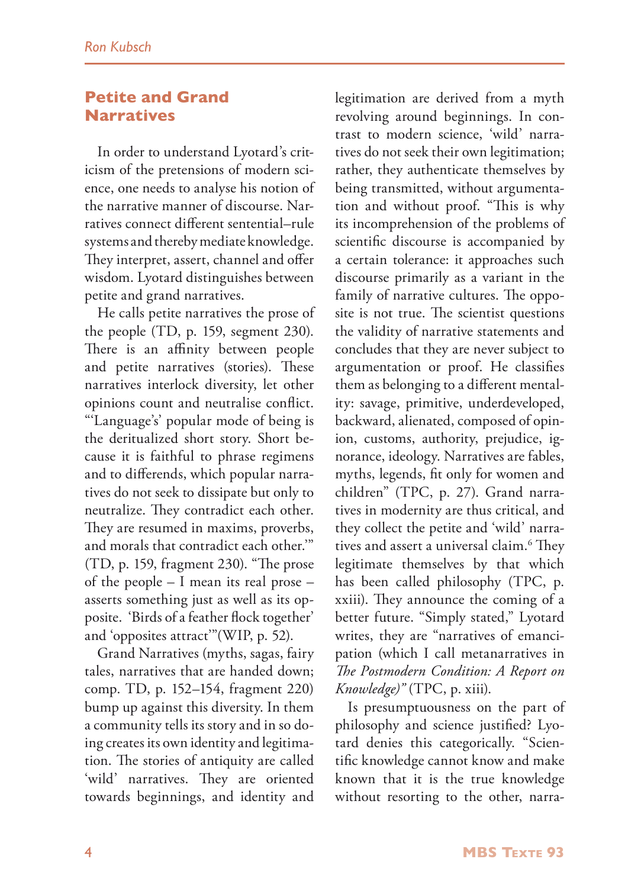## Petite and Grand Narratives

In order to understand Lyotard's criticism of the pretensions of modern science, one needs to analyse his notion of the narrative manner of discourse. Narratives connect different sentential–rule systems and thereby mediate knowledge. They interpret, assert, channel and offer wisdom. Lyotard distinguishes between petite and grand narratives.

He calls petite narratives the prose of the people (TD, p. 159, segment 230). There is an affinity between people and petite narratives (stories). These narratives interlock diversity, let other opinions count and neutralise conflict. "'Language's' popular mode of being is the deritualized short story. Short because it is faithful to phrase regimens and to differends, which popular narratives do not seek to dissipate but only to neutralize. They contradict each other. They are resumed in maxims, proverbs, and morals that contradict each other.'" (TD, p. 159, fragment 230). "The prose of the people – I mean its real prose – asserts something just as well as its opposite. 'Birds of a feather flock together' and 'opposites attract'"(WIP, p. 52).

Grand Narratives (myths, sagas, fairy tales, narratives that are handed down; comp. TD, p. 152–154, fragment 220) bump up against this diversity. In them a community tells its story and in so doing creates its own identity and legitimation. The stories of antiquity are called 'wild' narratives. They are oriented towards beginnings, and identity and legitimation are derived from a myth revolving around beginnings. In contrast to modern science, 'wild' narratives do not seek their own legitimation; rather, they authenticate themselves by being transmitted, without argumentation and without proof. "This is why its incomprehension of the problems of scientific discourse is accompanied by a certain tolerance: it approaches such discourse primarily as a variant in the family of narrative cultures. The opposite is not true. The scientist questions the validity of narrative statements and concludes that they are never subject to argumentation or proof. He classifies them as belonging to a different mentality: savage, primitive, underdeveloped, backward, alienated, composed of opinion, customs, authority, prejudice, ignorance, ideology. Narratives are fables, myths, legends, fit only for women and children" (TPC, p. 27). Grand narratives in modernity are thus critical, and they collect the petite and 'wild' narratives and assert a universal claim.[6] They legitimate themselves by that which has been called philosophy (TPC, p. xxiii). They announce the coming of a better future. "Simply stated," Lyotard writes, they are "narratives of emancipation (which I call metanarratives in *The Postmodern Condition: A Report on Knowledge)"* (TPC, p. xiii).

Is presumptuousness on the part of philosophy and science justified? Lyotard denies this categorically. "Scientific knowledge cannot know and make known that it is the true knowledge without resorting to the other, narra-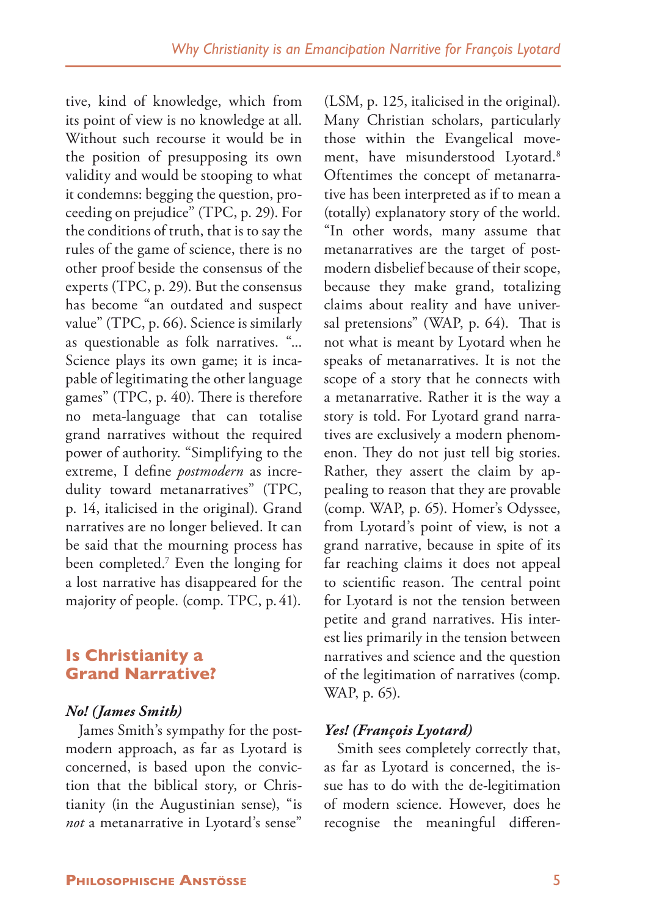tive, kind of knowledge, which from its point of view is no knowledge at all. Without such recourse it would be in the position of presupposing its own validity and would be stooping to what it condemns: begging the question, proceeding on prejudice" (TPC, p. 29). For the conditions of truth, that is to say the rules of the game of science, there is no other proof beside the consensus of the experts (TPC, p. 29). But the consensus has become "an outdated and suspect value" (TPC, p. 66). Science is similarly as questionable as folk narratives. "... Science plays its own game; it is incapable of legitimating the other language games" (TPC, p. 40). There is therefore no meta-language that can totalise grand narratives without the required power of authority. "Simplifying to the extreme, I define *postmodern* as incredulity toward metanarratives" (TPC, p. 14, italicised in the original). Grand narratives are no longer believed. It can be said that the mourning process has been completed.[7] Even the longing for a lost narrative has disappeared for the majority of people. (comp. TPC, p. 41).

## Is Christianity a Grand Narrative?

### *No! (James Smith)*

James Smith's sympathy for the postmodern approach, as far as Lyotard is concerned, is based upon the conviction that the biblical story, or Christianity (in the Augustinian sense), "is *not* a metanarrative in Lyotard's sense" (LSM, p. 125, italicised in the original). Many Christian scholars, particularly those within the Evangelical movement, have misunderstood Lyotard.[8] Oftentimes the concept of metanarrative has been interpreted as if to mean a (totally) explanatory story of the world. "In other words, many assume that metanarratives are the target of postmodern disbelief because of their scope, because they make grand, totalizing claims about reality and have universal pretensions" (WAP, p. 64). That is not what is meant by Lyotard when he speaks of metanarratives. It is not the scope of a story that he connects with a metanarrative. Rather it is the way a story is told. For Lyotard grand narratives are exclusively a modern phenomenon. They do not just tell big stories. Rather, they assert the claim by appealing to reason that they are provable (comp. WAP, p. 65). Homer's Odyssee, from Lyotard's point of view, is not a grand narrative, because in spite of its far reaching claims it does not appeal to scientific reason. The central point for Lyotard is not the tension between petite and grand narratives. His interest lies primarily in the tension between narratives and science and the question of the legitimation of narratives (comp. WAP, p. 65).

### *Yes! (François Lyotard)*

Smith sees completely correctly that, as far as Lyotard is concerned, the issue has to do with the de-legitimation of modern science. However, does he recognise the meaningful differen-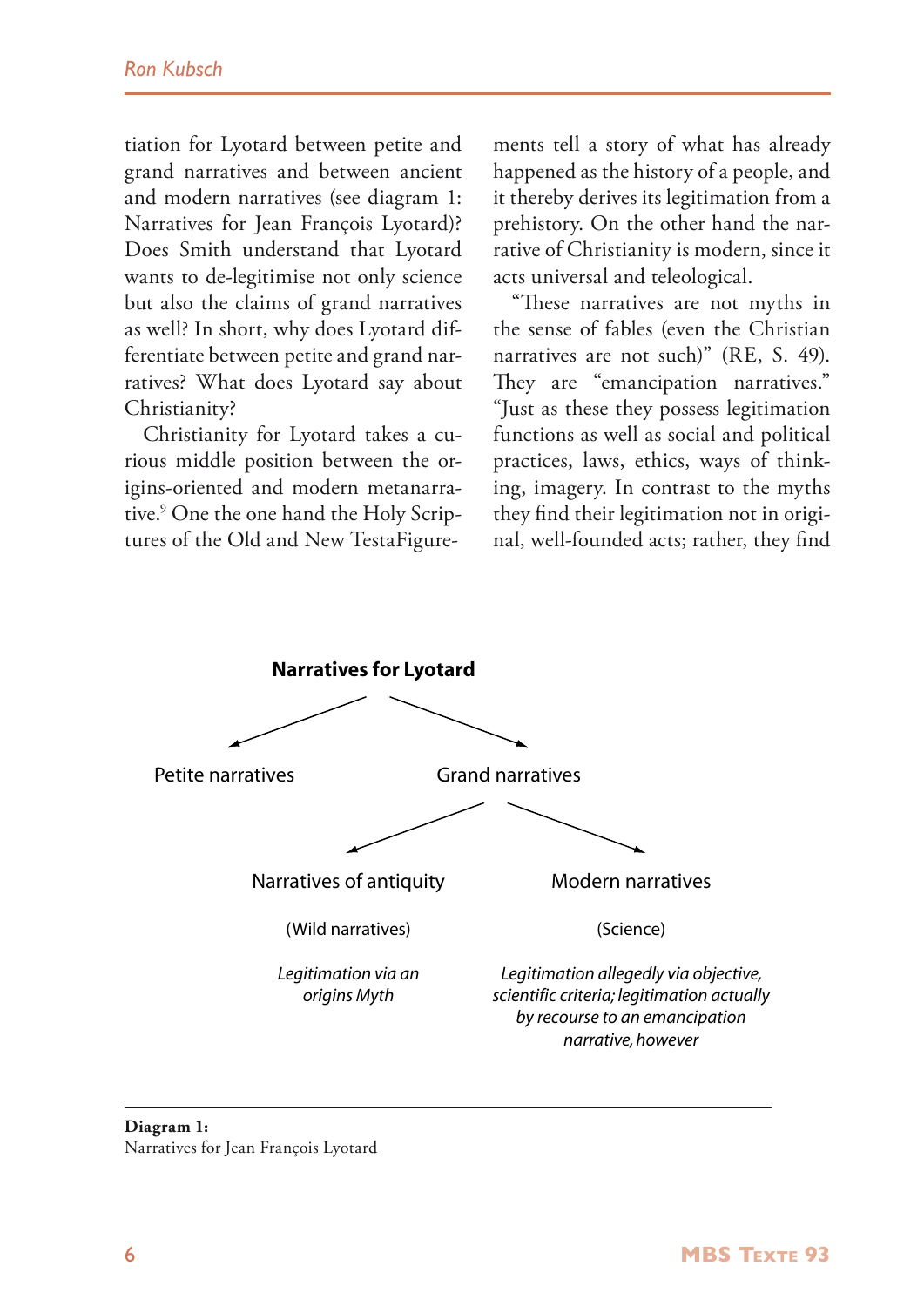tiation for Lyotard between petite and grand narratives and between ancient and modern narratives (see diagram 1: Narratives for Jean François Lyotard)? Does Smith understand that Lyotard wants to de-legitimise not only science but also the claims of grand narratives as well? In short, why does Lyotard differentiate between petite and grand narratives? What does Lyotard say about Christianity?

Christianity for Lyotard takes a curious middle position between the origins-oriented and modern metanarrative.[9] One the one hand the Holy Scriptures of the Old and New TestaFigurements tell a story of what has already happened as the history of a people, and it thereby derives its legitimation from a prehistory. On the other hand the narrative of Christianity is modern, since it acts universal and teleological.

"These narratives are not myths in the sense of fables (even the Christian narratives are not such)" (RE, S. 49). They are "emancipation narratives." "Just as these they possess legitimation functions as well as social and political practices, laws, ethics, ways of thinking, imagery. In contrast to the myths they find their legitimation not in original, well-founded acts; rather, they find

**Narratives for Lyotard**

- Petite narratives
- Grand narratives
  - Narratives of antiquity
    (Wild narratives)
    *Legitimation via an origins Myth*
  - Modern narratives
    (Science)
    *Legitimation allegedly via objective, scientific criteria; legitimation actually by recourse to an emancipation narrative, however*

**Diagram 1:**
Narratives for Jean François Lyotard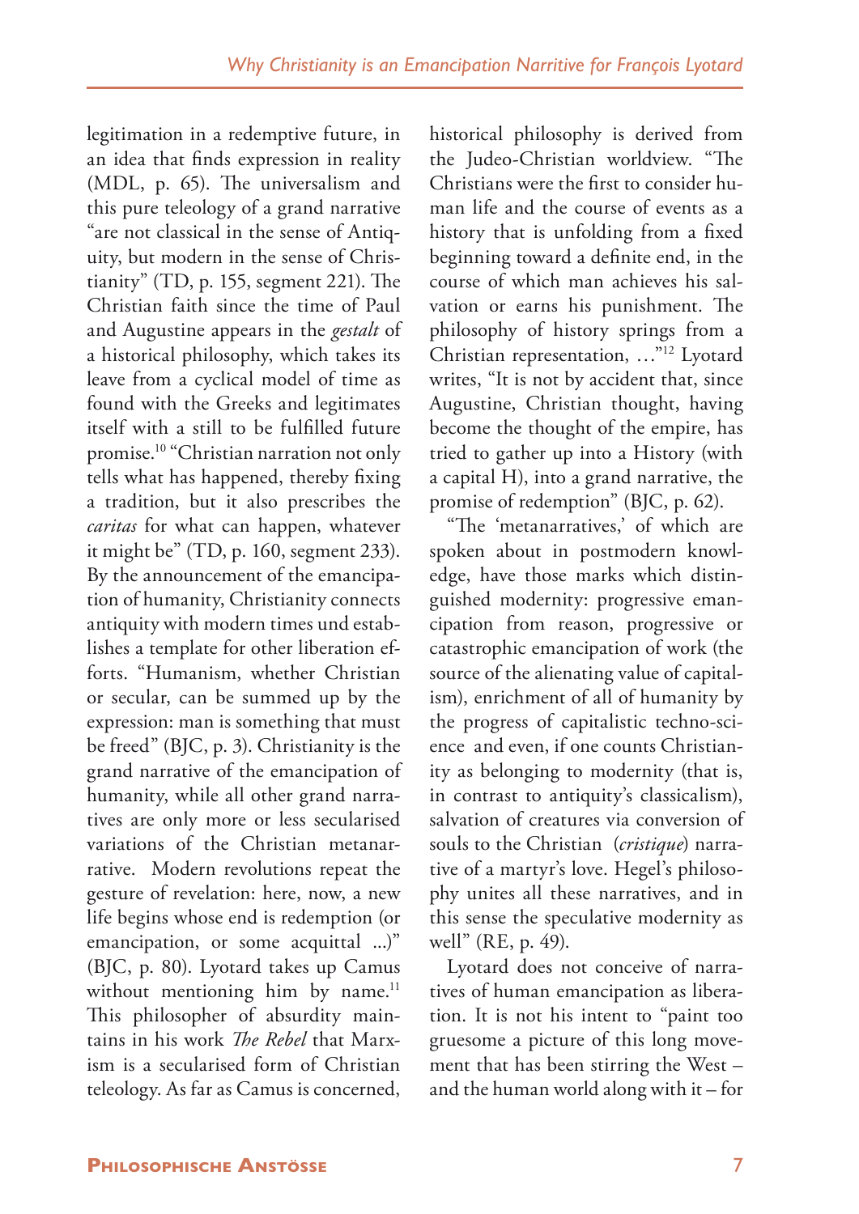legitimation in a redemptive future, in an idea that finds expression in reality (MDL, p. 65). The universalism and this pure teleology of a grand narrative "are not classical in the sense of Antiquity, but modern in the sense of Christianity" (TD, p. 155, segment 221). The Christian faith since the time of Paul and Augustine appears in the *gestalt* of a historical philosophy, which takes its leave from a cyclical model of time as found with the Greeks and legitimates itself with a still to be fulfilled future promise.[10] "Christian narration not only tells what has happened, thereby fixing a tradition, but it also prescribes the *caritas* for what can happen, whatever it might be" (TD, p. 160, segment 233). By the announcement of the emancipation of humanity, Christianity connects antiquity with modern times und establishes a template for other liberation efforts. "Humanism, whether Christian or secular, can be summed up by the expression: man is something that must be freed" (BJC, p. 3). Christianity is the grand narrative of the emancipation of humanity, while all other grand narratives are only more or less secularised variations of the Christian metanarrative. Modern revolutions repeat the gesture of revelation: here, now, a new life begins whose end is redemption (or emancipation, or some acquittal ...)" (BJC, p. 80). Lyotard takes up Camus without mentioning him by name.[11] This philosopher of absurdity maintains in his work *The Rebel* that Marxism is a secularised form of Christian teleology. As far as Camus is concerned, historical philosophy is derived from the Judeo-Christian worldview. "The Christians were the first to consider human life and the course of events as a history that is unfolding from a fixed beginning toward a definite end, in the course of which man achieves his salvation or earns his punishment. The philosophy of history springs from a Christian representation, …"[12] Lyotard writes, "It is not by accident that, since Augustine, Christian thought, having become the thought of the empire, has tried to gather up into a History (with a capital H), into a grand narrative, the promise of redemption" (BJC, p. 62).

"The 'metanarratives,' of which are spoken about in postmodern knowledge, have those marks which distinguished modernity: progressive emancipation from reason, progressive or catastrophic emancipation of work (the source of the alienating value of capitalism), enrichment of all of humanity by the progress of capitalistic techno-science and even, if one counts Christianity as belonging to modernity (that is, in contrast to antiquity's classicalism), salvation of creatures via conversion of souls to the Christian (*cristique*) narrative of a martyr's love. Hegel's philosophy unites all these narratives, and in this sense the speculative modernity as well" (RE, p. 49).

Lyotard does not conceive of narratives of human emancipation as liberation. It is not his intent to "paint too gruesome a picture of this long movement that has been stirring the West – and the human world along with it – for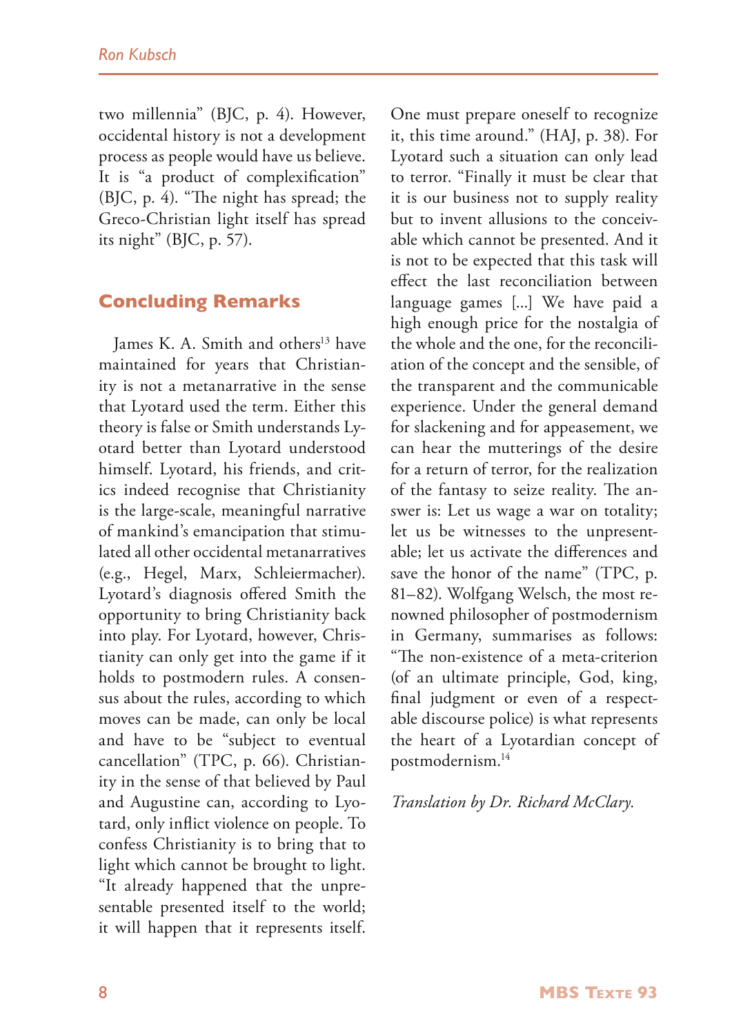two millennia" (BJC, p. 4). However, occidental history is not a development process as people would have us believe. It is "a product of complexification" (BJC, p. 4). "The night has spread; the Greco-Christian light itself has spread its night" (BJC, p. 57).

## Concluding Remarks

James K. A. Smith and others[13] have maintained for years that Christianity is not a metanarrative in the sense that Lyotard used the term. Either this theory is false or Smith understands Lyotard better than Lyotard understood himself. Lyotard, his friends, and critics indeed recognise that Christianity is the large-scale, meaningful narrative of mankind's emancipation that stimulated all other occidental metanarratives (e.g., Hegel, Marx, Schleiermacher). Lyotard's diagnosis offered Smith the opportunity to bring Christianity back into play. For Lyotard, however, Christianity can only get into the game if it holds to postmodern rules. A consensus about the rules, according to which moves can be made, can only be local and have to be "subject to eventual cancellation" (TPC, p. 66). Christianity in the sense of that believed by Paul and Augustine can, according to Lyotard, only inflict violence on people. To confess Christianity is to bring that to light which cannot be brought to light. "It already happened that the unpresentable presented itself to the world; it will happen that it represents itself. One must prepare oneself to recognize it, this time around." (HAJ, p. 38). For Lyotard such a situation can only lead to terror. "Finally it must be clear that it is our business not to supply reality but to invent allusions to the conceivable which cannot be presented. And it is not to be expected that this task will effect the last reconciliation between language games [...] We have paid a high enough price for the nostalgia of the whole and the one, for the reconciliation of the concept and the sensible, of the transparent and the communicable experience. Under the general demand for slackening and for appeasement, we can hear the mutterings of the desire for a return of terror, for the realization of the fantasy to seize reality. The answer is: Let us wage a war on totality; let us be witnesses to the unpresentable; let us activate the differences and save the honor of the name" (TPC, p. 81–82). Wolfgang Welsch, the most renowned philosopher of postmodernism in Germany, summarises as follows: "The non-existence of a meta-criterion (of an ultimate principle, God, king, final judgment or even of a respectable discourse police) is what represents the heart of a Lyotardian concept of postmodernism.[14]

*Translation by Dr. Richard McClary.*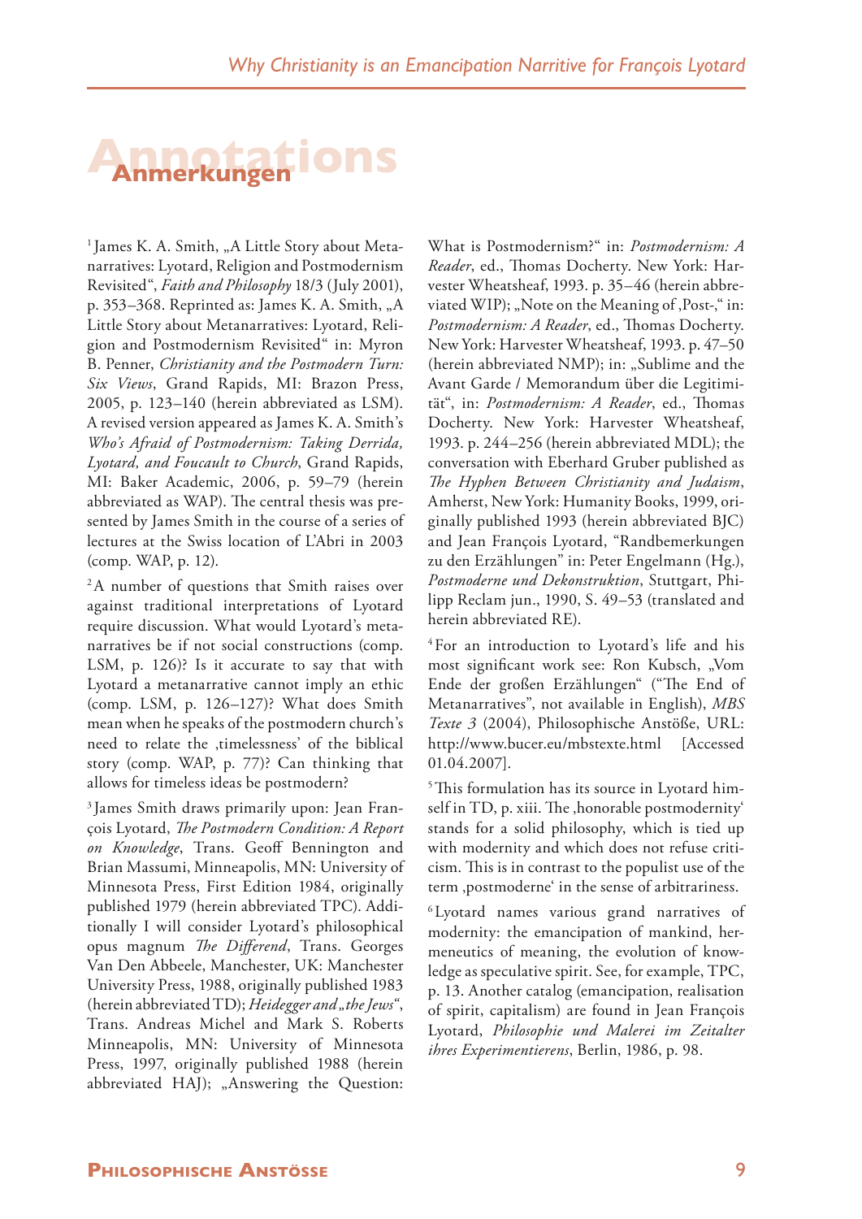# Annotations

## Anmerkungen

[1] James K. A. Smith, „A Little Story about Metanarratives: Lyotard, Religion and Postmodernism Revisited“, *Faith and Philosophy* 18/3 (July 2001), p. 353–368. Reprinted as: James K. A. Smith, „A Little Story about Metanarratives: Lyotard, Religion and Postmodernism Revisited“ in: Myron B. Penner, *Christianity and the Postmodern Turn: Six Views*, Grand Rapids, MI: Brazon Press, 2005, p. 123–140 (herein abbreviated as LSM). A revised version appeared as James K. A. Smith's *Who's Afraid of Postmodernism: Taking Derrida, Lyotard, and Foucault to Church*, Grand Rapids, MI: Baker Academic, 2006, p. 59–79 (herein abbreviated as WAP). The central thesis was presented by James Smith in the course of a series of lectures at the Swiss location of L'Abri in 2003 (comp. WAP, p. 12).

[2] A number of questions that Smith raises over against traditional interpretations of Lyotard require discussion. What would Lyotard's metanarratives be if not social constructions (comp. LSM, p. 126)? Is it accurate to say that with Lyotard a metanarrative cannot imply an ethic (comp. LSM, p. 126–127)? What does Smith mean when he speaks of the postmodern church's need to relate the ‚timelessness' of the biblical story (comp. WAP, p. 77)? Can thinking that allows for timeless ideas be postmodern?

[3] James Smith draws primarily upon: Jean François Lyotard, *The Postmodern Condition: A Report on Knowledge*, Trans. Geoff Bennington and Brian Massumi, Minneapolis, MN: University of Minnesota Press, First Edition 1984, originally published 1979 (herein abbreviated TPC). Additionally I will consider Lyotard's philosophical opus magnum *The Differend*, Trans. Georges Van Den Abbeele, Manchester, UK: Manchester University Press, 1988, originally published 1983 (herein abbreviated TD); *Heidegger and „the Jews“*, Trans. Andreas Michel and Mark S. Roberts Minneapolis, MN: University of Minnesota Press, 1997, originally published 1988 (herein abbreviated HAJ); „Answering the Question: What is Postmodernism?“ in: *Postmodernism: A Reader*, ed., Thomas Docherty. New York: Harvester Wheatsheaf, 1993. p. 35–46 (herein abbreviated WIP); „Note on the Meaning of ‚Post-,“ in: *Postmodernism: A Reader*, ed., Thomas Docherty. New York: Harvester Wheatsheaf, 1993. p. 47–50 (herein abbreviated NMP); in: „Sublime and the Avant Garde / Memorandum über die Legitimität“, in: *Postmodernism: A Reader*, ed., Thomas Docherty. New York: Harvester Wheatsheaf, 1993. p. 244–256 (herein abbreviated MDL); the conversation with Eberhard Gruber published as *The Hyphen Between Christianity and Judaism*, Amherst, New York: Humanity Books, 1999, originally published 1993 (herein abbreviated BJC) and Jean François Lyotard, “Randbemerkungen zu den Erzählungen” in: Peter Engelmann (Hg.), *Postmoderne und Dekonstruktion*, Stuttgart, Philipp Reclam jun., 1990, S. 49–53 (translated and herein abbreviated RE).

[4] For an introduction to Lyotard's life and his most significant work see: Ron Kubsch, „Vom Ende der großen Erzählungen“ (“The End of Metanarratives”, not available in English), *MBS Texte 3* (2004), Philosophische Anstöße, URL: http://www.bucer.eu/mbstexte.html [Accessed 01.04.2007].

[5] This formulation has its source in Lyotard himself in TD, p. xiii. The ‚honorable postmodernity' stands for a solid philosophy, which is tied up with modernity and which does not refuse criticism. This is in contrast to the populist use of the term ‚postmoderne' in the sense of arbitrariness.

[6] Lyotard names various grand narratives of modernity: the emancipation of mankind, hermeneutics of meaning, the evolution of knowledge as speculative spirit. See, for example, TPC, p. 13. Another catalog (emancipation, realisation of spirit, capitalism) are found in Jean François Lyotard, *Philosophie und Malerei im Zeitalter ihres Experimentierens*, Berlin, 1986, p. 98.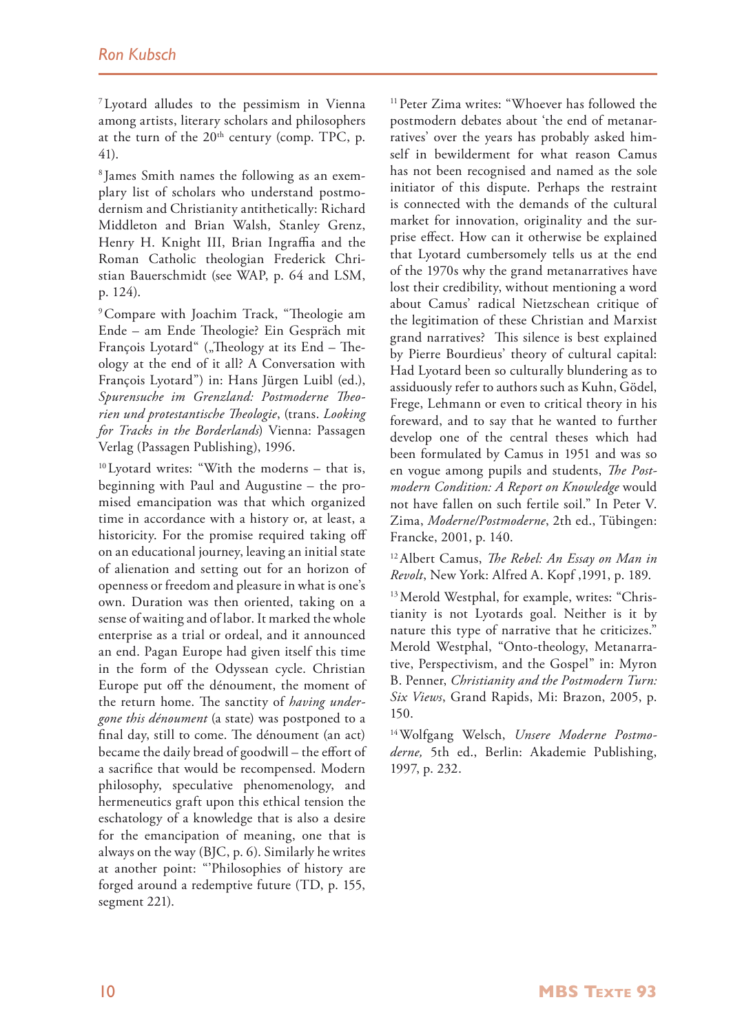[7] Lyotard alludes to the pessimism in Vienna among artists, literary scholars and philosophers at the turn of the 20th century (comp. TPC, p. 41).

[8] James Smith names the following as an exemplary list of scholars who understand postmodernism and Christianity antithetically: Richard Middleton and Brian Walsh, Stanley Grenz, Henry H. Knight III, Brian Ingraffia and the Roman Catholic theologian Frederick Christian Bauerschmidt (see WAP, p. 64 and LSM, p. 124).

[9] Compare with Joachim Track, "Theologie am Ende – am Ende Theologie? Ein Gespräch mit François Lyotard" („Theology at its End – Theology at the end of it all? A Conversation with François Lyotard") in: Hans Jürgen Luibl (ed.), *Spurensuche im Grenzland: Postmoderne Theorien und protestantische Theologie*, (trans. *Looking for Tracks in the Borderlands*) Vienna: Passagen Verlag (Passagen Publishing), 1996.

[10] Lyotard writes: "With the moderns – that is, beginning with Paul and Augustine – the promised emancipation was that which organized time in accordance with a history or, at least, a historicity. For the promise required taking off on an educational journey, leaving an initial state of alienation and setting out for an horizon of openness or freedom and pleasure in what is one's own. Duration was then oriented, taking on a sense of waiting and of labor. It marked the whole enterprise as a trial or ordeal, and it announced an end. Pagan Europe had given itself this time in the form of the Odyssean cycle. Christian Europe put off the dénoument, the moment of the return home. The sanctity of *having undergone this dénoument* (a state) was postponed to a final day, still to come. The dénoument (an act) became the daily bread of goodwill – the effort of a sacrifice that would be recompensed. Modern philosophy, speculative phenomenology, and hermeneutics graft upon this ethical tension the eschatology of a knowledge that is also a desire for the emancipation of meaning, one that is always on the way (BJC, p. 6). Similarly he writes at another point: "'Philosophies of history are forged around a redemptive future (TD, p. 155, segment 221).

[11] Peter Zima writes: "Whoever has followed the postmodern debates about 'the end of metanarratives' over the years has probably asked himself in bewilderment for what reason Camus has not been recognised and named as the sole initiator of this dispute. Perhaps the restraint is connected with the demands of the cultural market for innovation, originality and the surprise effect. How can it otherwise be explained that Lyotard cumbersomely tells us at the end of the 1970s why the grand metanarratives have lost their credibility, without mentioning a word about Camus' radical Nietzschean critique of the legitimation of these Christian and Marxist grand narratives? This silence is best explained by Pierre Bourdieus' theory of cultural capital: Had Lyotard been so culturally blundering as to assiduously refer to authors such as Kuhn, Gödel, Frege, Lehmann or even to critical theory in his foreward, and to say that he wanted to further develop one of the central theses which had been formulated by Camus in 1951 and was so en vogue among pupils and students, *The Postmodern Condition: A Report on Knowledge* would not have fallen on such fertile soil." In Peter V. Zima, *Moderne/Postmoderne*, 2th ed., Tübingen: Francke, 2001, p. 140.

[12] Albert Camus, *The Rebel: An Essay on Man in Revolt*, New York: Alfred A. Kopf ,1991, p. 189.

[13] Merold Westphal, for example, writes: "Christianity is not Lyotards goal. Neither is it by nature this type of narrative that he criticizes." Merold Westphal, "Onto-theology, Metanarrative, Perspectivism, and the Gospel" in: Myron B. Penner, *Christianity and the Postmodern Turn: Six Views*, Grand Rapids, Mi: Brazon, 2005, p. 150.

[14] Wolfgang Welsch, *Unsere Moderne Postmoderne,* 5th ed., Berlin: Akademie Publishing, 1997, p. 232.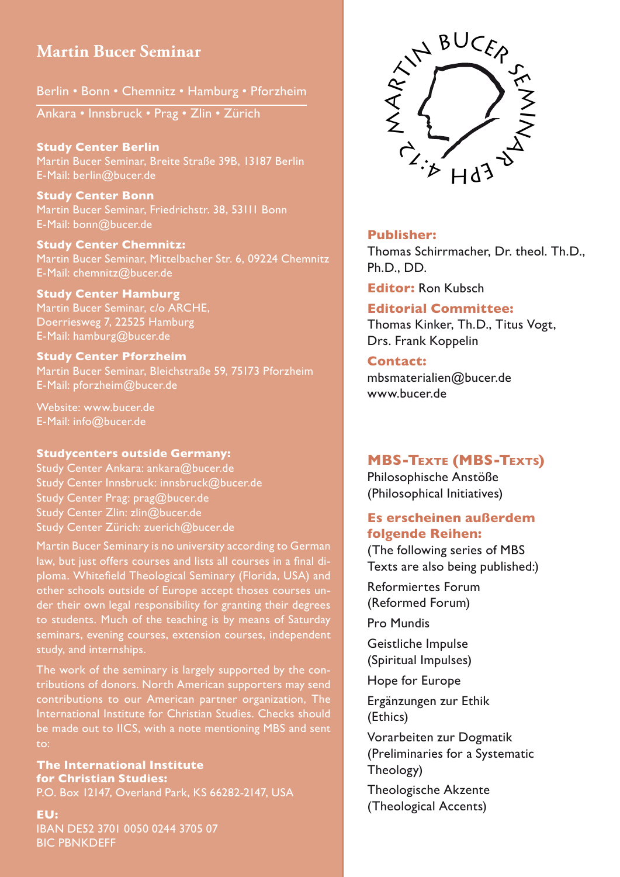## Martin Bucer Seminar

Berlin • Bonn • Chemnitz • Hamburg • Pforzheim

Ankara • Innsbruck • Prag • Zlin • Zürich

**Study Center Berlin**
Martin Bucer Seminar, Breite Straße 39B, 13187 Berlin
E-Mail: berlin@bucer.de

**Study Center Bonn**
Martin Bucer Seminar, Friedrichstr. 38, 53111 Bonn
E-Mail: bonn@bucer.de

**Study Center Chemnitz:**
Martin Bucer Seminar, Mittelbacher Str. 6, 09224 Chemnitz
E-Mail: chemnitz@bucer.de

**Study Center Hamburg**
Martin Bucer Seminar, c/o ARCHE,
Doerriesweg 7, 22525 Hamburg
E-Mail: hamburg@bucer.de

**Study Center Pforzheim**
Martin Bucer Seminar, Bleichstraße 59, 75173 Pforzheim
E-Mail: pforzheim@bucer.de

Website: www.bucer.de
E-Mail: info@bucer.de

**Studycenters outside Germany:**
Study Center Ankara: ankara@bucer.de
Study Center Innsbruck: innsbruck@bucer.de
Study Center Prag: prag@bucer.de
Study Center Zlin: zlin@bucer.de
Study Center Zürich: zuerich@bucer.de

Martin Bucer Seminary is no university according to German law, but just offers courses and lists all courses in a final diploma. Whitefield Theological Seminary (Florida, USA) and other schools outside of Europe accept thoses courses under their own legal responsibility for granting their degrees to students. Much of the teaching is by means of Saturday seminars, evening courses, extension courses, independent study, and internships.

The work of the seminary is largely supported by the contributions of donors. North American supporters may send contributions to our American partner organization, The International Institute for Christian Studies. Checks should be made out to IICS, with a note mentioning MBS and sent to:

**The International Institute for Christian Studies:**
P.O. Box 12147, Overland Park, KS 66282-2147, USA

**EU:**
IBAN DE52 3701 0050 0244 3705 07
BIC PBNKDEFF

MARTIN BUCER SEMINAR EPH 4:12

**Publisher:**
Thomas Schirrmacher, Dr. theol. Th.D., Ph.D., DD.

**Editor:** Ron Kubsch

**Editorial Committee:**
Thomas Kinker, Th.D., Titus Vogt, Drs. Frank Koppelin

**Contact:**
mbsmaterialien@bucer.de
www.bucer.de

**MBS-Texte (MBS-Texts)**
Philosophische Anstöße
(Philosophical Initiatives)

**Es erscheinen außerdem folgende Reihen:**
(The following series of MBS Texts are also being published:)

Reformiertes Forum
(Reformed Forum)

Pro Mundis

Geistliche Impulse
(Spiritual Impulses)

Hope for Europe

Ergänzungen zur Ethik
(Ethics)

Vorarbeiten zur Dogmatik
(Preliminaries for a Systematic Theology)

Theologische Akzente
(Theological Accents)